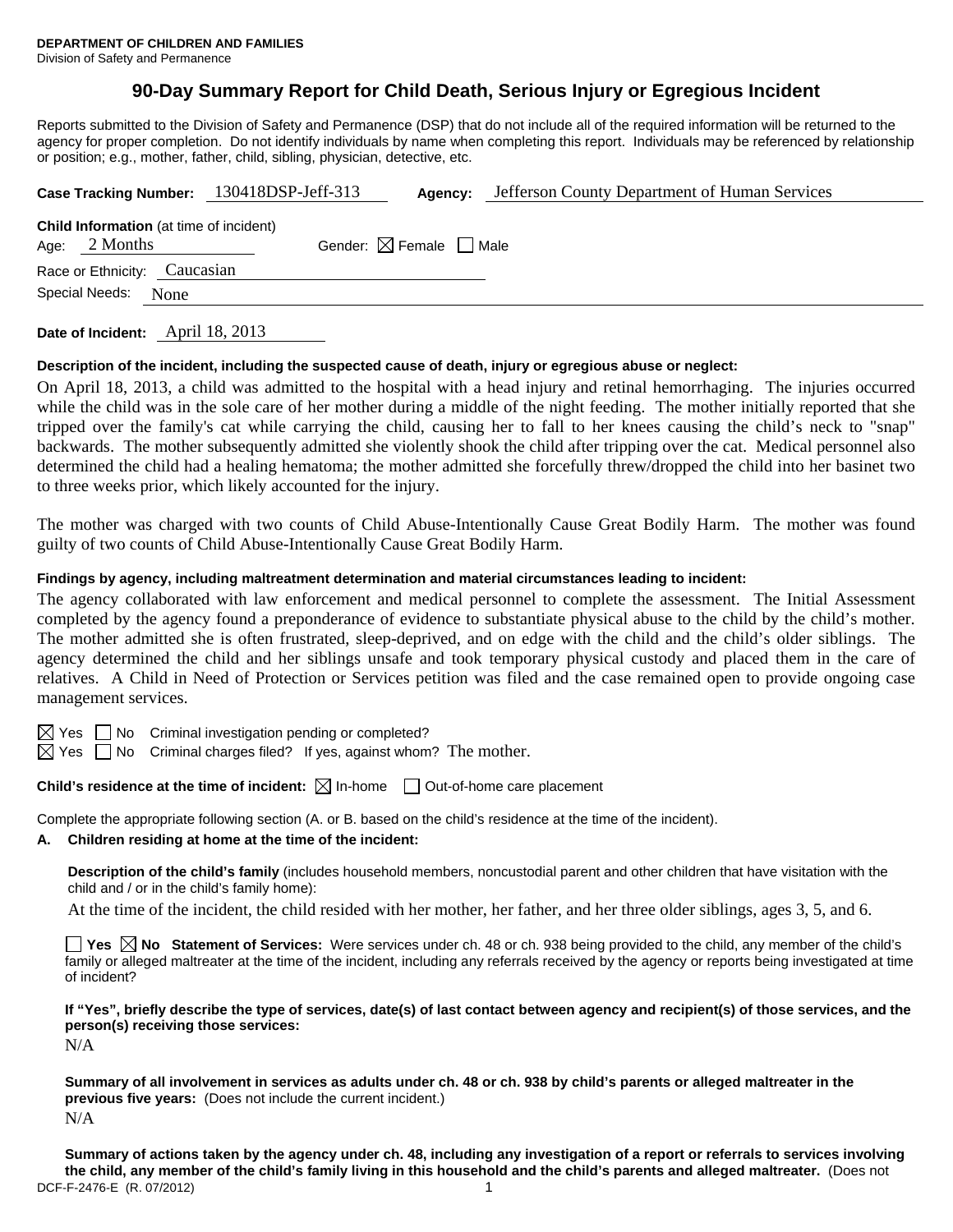**DEPARTMENT OF CHILDREN AND FAMILIES**
Division of Safety and Permanence

# 90-Day Summary Report for Child Death, Serious Injury or Egregious Incident

Reports submitted to the Division of Safety and Permanence (DSP) that do not include all of the required information will be returned to the agency for proper completion. Do not identify individuals by name when completing this report. Individuals may be referenced by relationship or position; e.g., mother, father, child, sibling, physician, detective, etc.

**Case Tracking Number:** 130418DSP-Jeff-313 **Agency:** Jefferson County Department of Human Services

**Child Information** (at time of incident)
Age: 2 Months Gender: ☒ Female ☐ Male
Race or Ethnicity: Caucasian
Special Needs: None

**Date of Incident:** April 18, 2013

**Description of the incident, including the suspected cause of death, injury or egregious abuse or neglect:**

On April 18, 2013, a child was admitted to the hospital with a head injury and retinal hemorrhaging. The injuries occurred while the child was in the sole care of her mother during a middle of the night feeding. The mother initially reported that she tripped over the family's cat while carrying the child, causing her to fall to her knees causing the child's neck to "snap" backwards. The mother subsequently admitted she violently shook the child after tripping over the cat. Medical personnel also determined the child had a healing hematoma; the mother admitted she forcefully threw/dropped the child into her basinet two to three weeks prior, which likely accounted for the injury.

The mother was charged with two counts of Child Abuse-Intentionally Cause Great Bodily Harm. The mother was found guilty of two counts of Child Abuse-Intentionally Cause Great Bodily Harm.

**Findings by agency, including maltreatment determination and material circumstances leading to incident:**

The agency collaborated with law enforcement and medical personnel to complete the assessment. The Initial Assessment completed by the agency found a preponderance of evidence to substantiate physical abuse to the child by the child's mother. The mother admitted she is often frustrated, sleep-deprived, and on edge with the child and the child's older siblings. The agency determined the child and her siblings unsafe and took temporary physical custody and placed them in the care of relatives. A Child in Need of Protection or Services petition was filed and the case remained open to provide ongoing case management services.

☒ Yes ☐ No Criminal investigation pending or completed?
☒ Yes ☐ No Criminal charges filed? If yes, against whom? The mother.

**Child's residence at the time of incident:** ☒ In-home ☐ Out-of-home care placement

Complete the appropriate following section (A. or B. based on the child's residence at the time of the incident).

**A. Children residing at home at the time of the incident:**

**Description of the child's family** (includes household members, noncustodial parent and other children that have visitation with the child and / or in the child's family home):

At the time of the incident, the child resided with her mother, her father, and her three older siblings, ages 3, 5, and 6.

☐ **Yes** ☒ **No Statement of Services:** Were services under ch. 48 or ch. 938 being provided to the child, any member of the child's family or alleged maltreater at the time of the incident, including any referrals received by the agency or reports being investigated at time of incident?

**If "Yes", briefly describe the type of services, date(s) of last contact between agency and recipient(s) of those services, and the person(s) receiving those services:**

N/A

**Summary of all involvement in services as adults under ch. 48 or ch. 938 by child's parents or alleged maltreater in the previous five years:** (Does not include the current incident.)

N/A

**Summary of actions taken by the agency under ch. 48, including any investigation of a report or referrals to services involving the child, any member of the child's family living in this household and the child's parents and alleged maltreater.** (Does not

DCF-F-2476-E (R. 07/2012)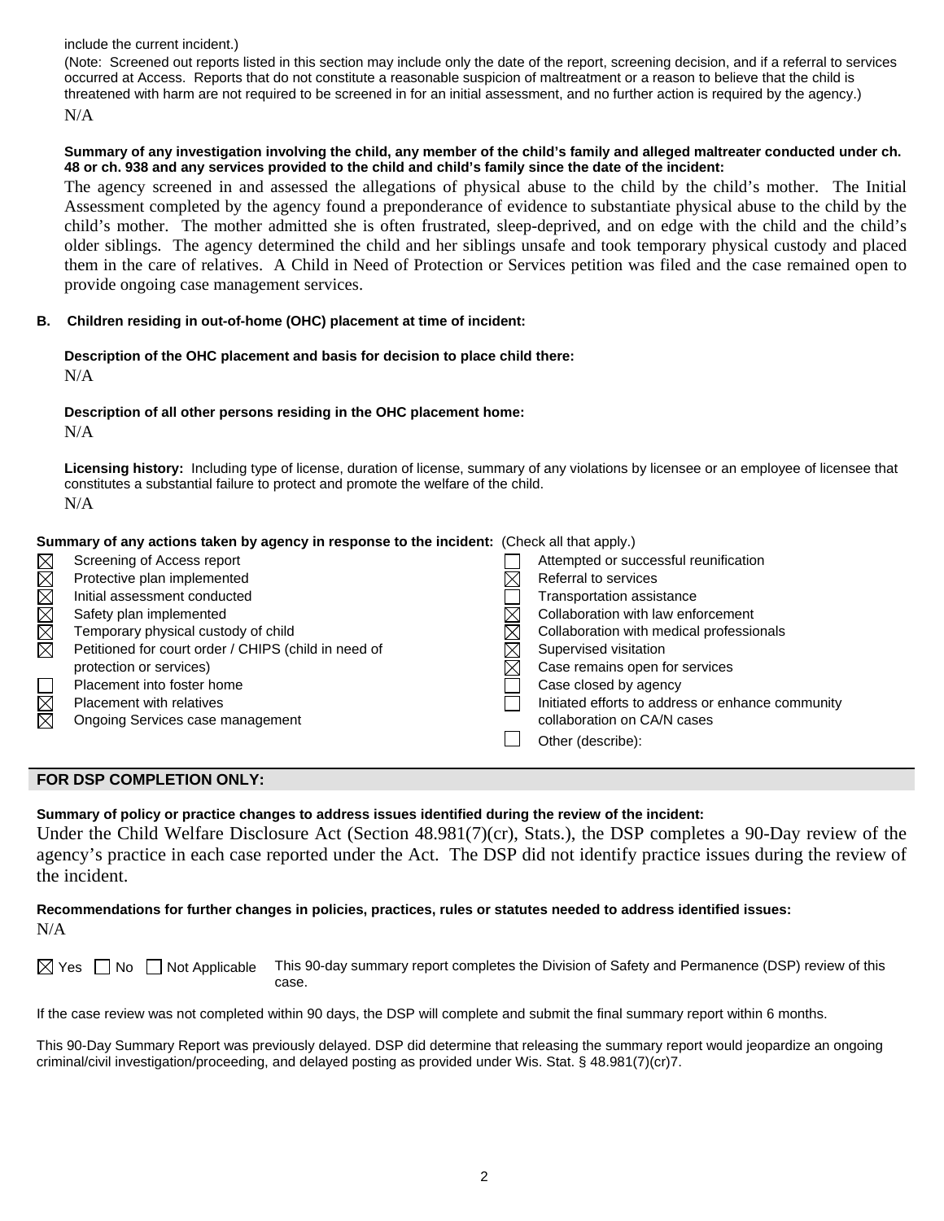include the current incident.)

(Note: Screened out reports listed in this section may include only the date of the report, screening decision, and if a referral to services occurred at Access. Reports that do not constitute a reasonable suspicion of maltreatment or a reason to believe that the child is threatened with harm are not required to be screened in for an initial assessment, and no further action is required by the agency.)

N/A

**Summary of any investigation involving the child, any member of the child's family and alleged maltreater conducted under ch. 48 or ch. 938 and any services provided to the child and child's family since the date of the incident:**

The agency screened in and assessed the allegations of physical abuse to the child by the child's mother. The Initial Assessment completed by the agency found a preponderance of evidence to substantiate physical abuse to the child by the child's mother. The mother admitted she is often frustrated, sleep-deprived, and on edge with the child and the child's older siblings. The agency determined the child and her siblings unsafe and took temporary physical custody and placed them in the care of relatives. A Child in Need of Protection or Services petition was filed and the case remained open to provide ongoing case management services.

**B. Children residing in out-of-home (OHC) placement at time of incident:**

**Description of the OHC placement and basis for decision to place child there:**

N/A

**Description of all other persons residing in the OHC placement home:**

N/A

**Licensing history:** Including type of license, duration of license, summary of any violations by licensee or an employee of licensee that constitutes a substantial failure to protect and promote the welfare of the child.

N/A

**Summary of any actions taken by agency in response to the incident:** (Check all that apply.)

- ☒ Screening of Access report
- ☒ Protective plan implemented
- ☒ Initial assessment conducted
- ☒ Safety plan implemented
- ☒ Temporary physical custody of child
- ☒ Petitioned for court order / CHIPS (child in need of protection or services)
- ☐ Placement into foster home
- ☒ Placement with relatives
- ☒ Ongoing Services case management
- ☐ Attempted or successful reunification
- ☒ Referral to services
- ☐ Transportation assistance
- ☒ Collaboration with law enforcement
- ☒ Collaboration with medical professionals
- ☒ Supervised visitation
- ☒ Case remains open for services
- ☐ Case closed by agency
- ☐ Initiated efforts to address or enhance community collaboration on CA/N cases
- ☐ Other (describe):

## FOR DSP COMPLETION ONLY:

**Summary of policy or practice changes to address issues identified during the review of the incident:**

Under the Child Welfare Disclosure Act (Section 48.981(7)(cr), Stats.), the DSP completes a 90-Day review of the agency's practice in each case reported under the Act. The DSP did not identify practice issues during the review of the incident.

**Recommendations for further changes in policies, practices, rules or statutes needed to address identified issues:**

N/A

☒ Yes ☐ No ☐ Not Applicable This 90-day summary report completes the Division of Safety and Permanence (DSP) review of this case.

If the case review was not completed within 90 days, the DSP will complete and submit the final summary report within 6 months.

This 90-Day Summary Report was previously delayed. DSP did determine that releasing the summary report would jeopardize an ongoing criminal/civil investigation/proceeding, and delayed posting as provided under Wis. Stat. § 48.981(7)(cr)7.